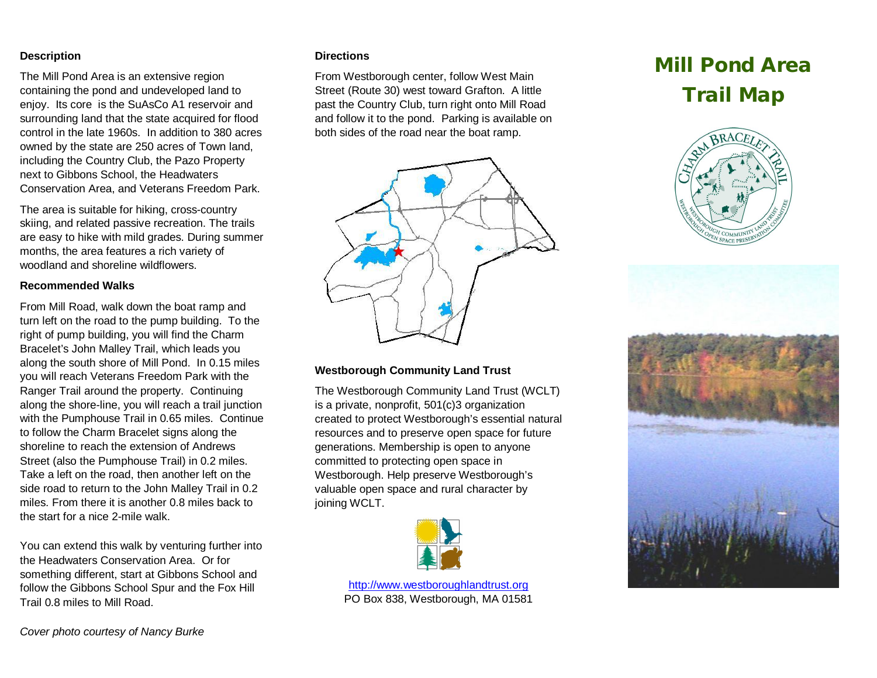# Mill Pond Area Trail Map

### Description

The Mill Pond Area is an extensive region containing the pond and undeveloped land to enjoy. Its core is the SuAsCo A1 reservoir and surrounding land that the state acquired for flood control in the late 1960s. In addition to 380 acres owned by the state are 250 acres of Town land, including the Country Club, the Pazo Property next to Gibbons School, the Headwaters Conservation Area, and Veterans Freedom Park.

The area is suitable for hiking, cross-country skiing, and related passive recreation. The trails are easy to hike with mild grades. During summer months, the area features a rich variety of woodland and shoreline wildflowers.

### Recommended Walks

From Mill Road, walk down the boat ramp and turn left on the road to the pump building. To the right of pump building, you will find the Charm Bracelet's John Malley Trail, which leads you along the south shore of Mill Pond. In 0.15 miles you will reach Veterans Freedom Park with the Ranger Trail around the property. Continuing along the shore-line, you will reach a trail junction with the Pumphouse Trail in 0.65 miles. Continue to follow the Charm Bracelet signs along the shoreline to reach the extension of Andrews Street (also the Pumphouse Trail) in 0.2 miles. Take a left on the road, then another left on the side road to return to the John Malley Trail in 0.2 miles. From there it is another 0.8 miles back to the start for a nice 2-mile walk.

You can extend this walk by venturing further into the Headwaters Conservation Area. Or for something different, start at Gibbons School and follow the Gibbons School Spur and the Fox Hill Trail 0.8 miles to Mill Road.

*Cover photo courtesy of Nancy Burke*

### Directions

From Westborough center, follow West Main Street (Route 30) west toward Grafton. A little past the Country Club, turn right onto Mill Road and follow it to the pond. Parking is available on both sides of the road near the boat ramp.

### Westborough Community Land Trust

The Westborough Community Land Trust (WCLT) is a private, nonprofit, 501(c)3 organization created to protect Westborough's essential natural resources and to preserve open space for future generations. Membership is open to anyone committed to protecting open space in Westborough. Help preserve Westborough's valuable open space and rural character by joining WCLT.

http://www.westboroughlandtrust.org
PO Box 838, Westborough, MA 01581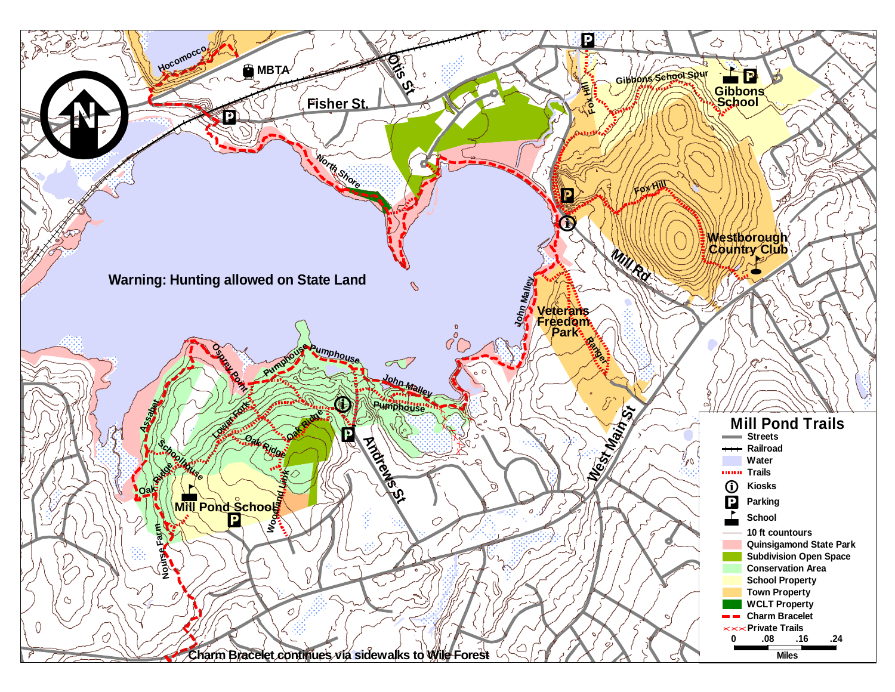## Mill Pond Trails

- Streets
- Railroad
- Water
- Trails
- Kiosks
- Parking
- School
- 10 ft countours
- Quinsigamond State Park
- Subdivision Open Space
- Conservation Area
- School Property
- Town Property
- WCLT Property
- Charm Bracelet
- Private Trails

0 .08 .16 .24
Miles

Warning: Hunting allowed on State Land

Charm Bracelet continues via sidewalks to Wile Forest

Hocomocco
MBTA
Otis St
Fisher St.
North Shore
Fox Hill
Gibbons School Spur
Gibbons School
Fox Hill
Westborough Country Club
Mill Rd
John Malley
Veterans Freedom Park
Ranger
West Main St
Osprey Point
Pumphouse
Pumphouse
John Malley
Pumphouse
Assabet
Lower Fork
Oak Ridge
Oak Ridge
Schoolhouse
Oak Ridge
Andrews St
Mill Pond School
Woodland Link
Nourse Farm